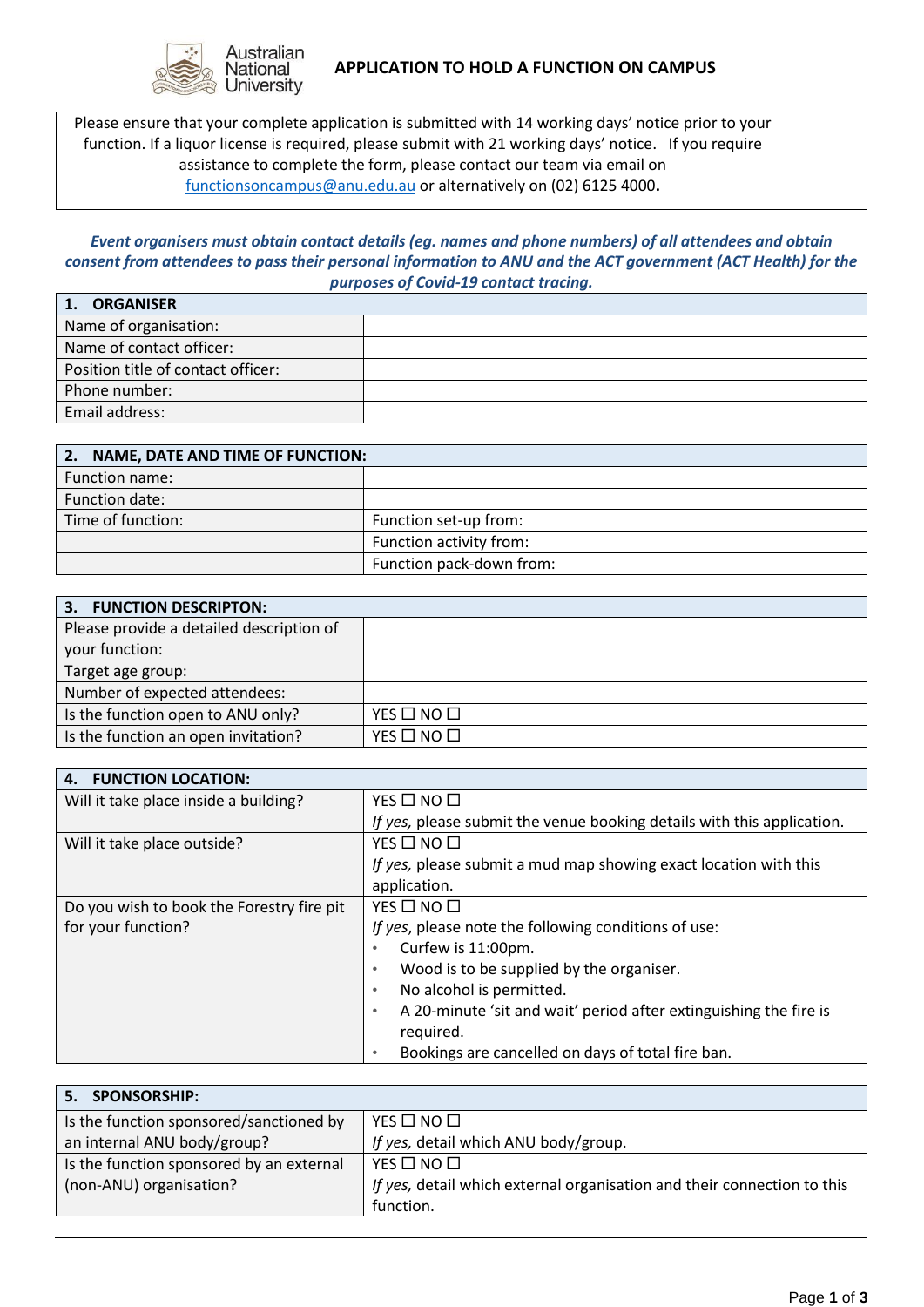# APPLICATION TO HOLD A FUNCTION ON CAMPUS

Please ensure that your complete application is submitted with 14 working days' notice prior to your function. If a liquor license is required, please submit with 21 working days' notice. If you require assistance to complete the form, please contact our team via email on functionsoncampus@anu.edu.au or alternatively on (02) 6125 4000**.**

***Event organisers must obtain contact details (eg. names and phone numbers) of all attendees and obtain consent from attendees to pass their personal information to ANU and the ACT government (ACT Health) for the purposes of Covid-19 contact tracing.***

| **1. ORGANISER** | |
|---|---|
| Name of organisation: | |
| Name of contact officer: | |
| Position title of contact officer: | |
| Phone number: | |
| Email address: | |

| **2. NAME, DATE AND TIME OF FUNCTION:** | |
|---|---|
| Function name: | |
| Function date: | |
| Time of function: | Function set-up from: |
| | Function activity from: |
| | Function pack-down from: |

| **3. FUNCTION DESCRIPTON:** | |
|---|---|
| Please provide a detailed description of your function: | |
| Target age group: | |
| Number of expected attendees: | |
| Is the function open to ANU only? | YES ☐ NO ☐ |
| Is the function an open invitation? | YES ☐ NO ☐ |

| **4. FUNCTION LOCATION:** | |
|---|---|
| Will it take place inside a building? | YES ☐ NO ☐<br>*If yes,* please submit the venue booking details with this application. |
| Will it take place outside? | YES ☐ NO ☐<br>*If yes,* please submit a mud map showing exact location with this application. |
| Do you wish to book the Forestry fire pit for your function? | YES ☐ NO ☐<br>*If yes*, please note the following conditions of use:<br>• Curfew is 11:00pm.<br>• Wood is to be supplied by the organiser.<br>• No alcohol is permitted.<br>• A 20-minute 'sit and wait' period after extinguishing the fire is required.<br>• Bookings are cancelled on days of total fire ban. |

| **5. SPONSORSHIP:** | |
|---|---|
| Is the function sponsored/sanctioned by an internal ANU body/group? | YES ☐ NO ☐<br>*If yes,* detail which ANU body/group. |
| Is the function sponsored by an external (non-ANU) organisation? | YES ☐ NO ☐<br>*If yes,* detail which external organisation and their connection to this function. |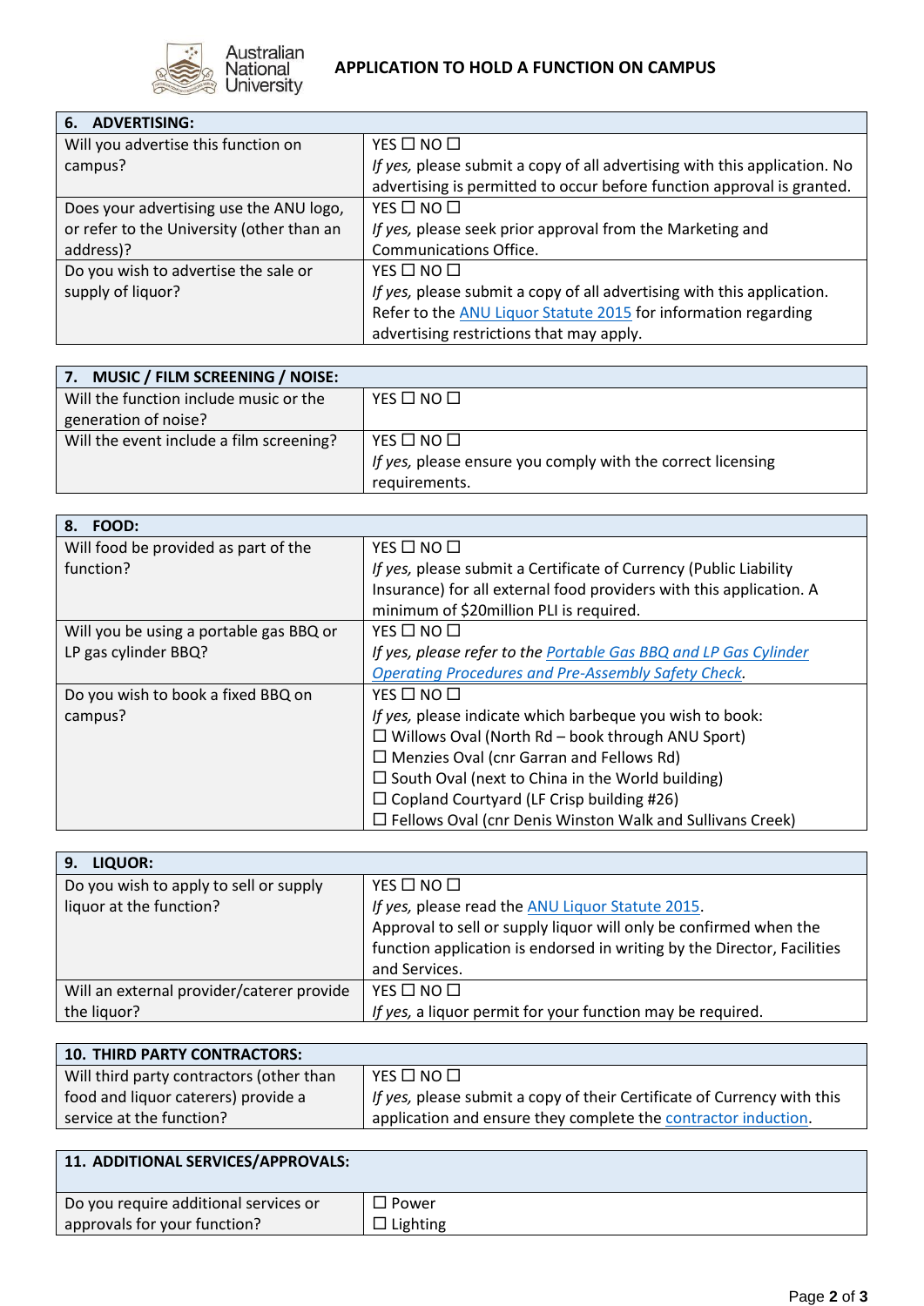| 6. ADVERTISING: | |
|---|---|
| Will you advertise this function on campus? | YES ☐ NO ☐<br>*If yes,* please submit a copy of all advertising with this application. No advertising is permitted to occur before function approval is granted. |
| Does your advertising use the ANU logo, or refer to the University (other than an address)? | YES ☐ NO ☐<br>*If yes,* please seek prior approval from the Marketing and Communications Office. |
| Do you wish to advertise the sale or supply of liquor? | YES ☐ NO ☐<br>*If yes,* please submit a copy of all advertising with this application. Refer to the ANU Liquor Statute 2015 for information regarding advertising restrictions that may apply. |

| 7. MUSIC / FILM SCREENING / NOISE: | |
|---|---|
| Will the function include music or the generation of noise? | YES ☐ NO ☐ |
| Will the event include a film screening? | YES ☐ NO ☐<br>*If yes,* please ensure you comply with the correct licensing requirements. |

| 8. FOOD: | |
|---|---|
| Will food be provided as part of the function? | YES ☐ NO ☐<br>*If yes,* please submit a Certificate of Currency (Public Liability Insurance) for all external food providers with this application. A minimum of $20million PLI is required. |
| Will you be using a portable gas BBQ or LP gas cylinder BBQ? | YES ☐ NO ☐<br>*If yes, please refer to the Portable Gas BBQ and LP Gas Cylinder Operating Procedures and Pre-Assembly Safety Check.* |
| Do you wish to book a fixed BBQ on campus? | YES ☐ NO ☐<br>*If yes,* please indicate which barbeque you wish to book:<br>☐ Willows Oval (North Rd – book through ANU Sport)<br>☐ Menzies Oval (cnr Garran and Fellows Rd)<br>☐ South Oval (next to China in the World building)<br>☐ Copland Courtyard (LF Crisp building #26)<br>☐ Fellows Oval (cnr Denis Winston Walk and Sullivans Creek) |

| 9. LIQUOR: | |
|---|---|
| Do you wish to apply to sell or supply liquor at the function? | YES ☐ NO ☐<br>*If yes,* please read the ANU Liquor Statute 2015.<br>Approval to sell or supply liquor will only be confirmed when the function application is endorsed in writing by the Director, Facilities and Services. |
| Will an external provider/caterer provide the liquor? | YES ☐ NO ☐<br>*If yes,* a liquor permit for your function may be required. |

| 10. THIRD PARTY CONTRACTORS: | |
|---|---|
| Will third party contractors (other than food and liquor caterers) provide a service at the function? | YES ☐ NO ☐<br>*If yes,* please submit a copy of their Certificate of Currency with this application and ensure they complete the contractor induction. |

| 11. ADDITIONAL SERVICES/APPROVALS: | |
|---|---|
| Do you require additional services or approvals for your function? | ☐ Power<br>☐ Lighting |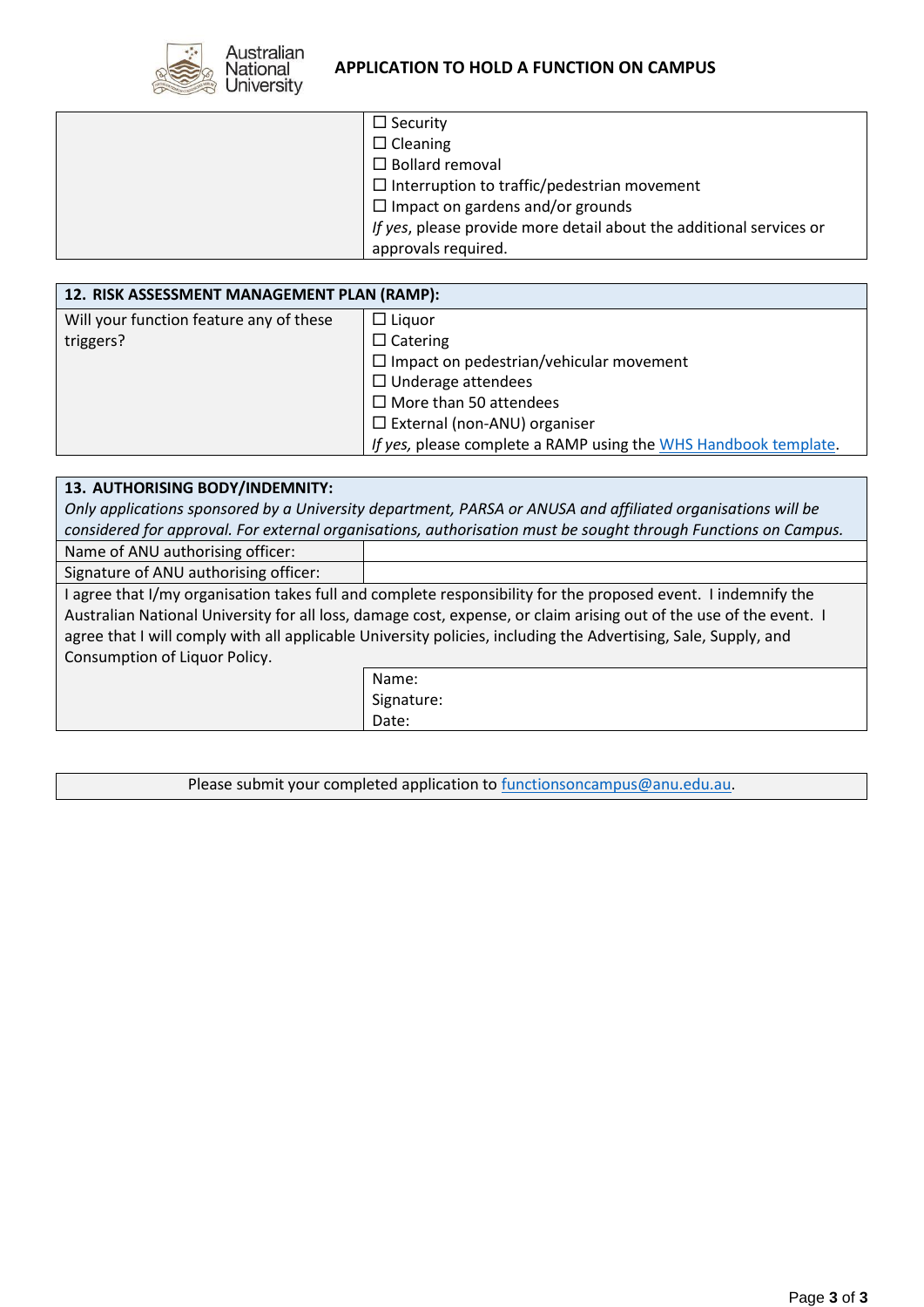| | |
|---|---|
| | ☐ Security<br>☐ Cleaning<br>☐ Bollard removal<br>☐ Interruption to traffic/pedestrian movement<br>☐ Impact on gardens and/or grounds<br>*If yes*, please provide more detail about the additional services or approvals required. |

| **12. RISK ASSESSMENT MANAGEMENT PLAN (RAMP):** | |
|---|---|
| Will your function feature any of these triggers? | ☐ Liquor<br>☐ Catering<br>☐ Impact on pedestrian/vehicular movement<br>☐ Underage attendees<br>☐ More than 50 attendees<br>☐ External (non-ANU) organiser<br>*If yes,* please complete a RAMP using the [WHS Handbook template](). |

| **13. AUTHORISING BODY/INDEMNITY:**<br>*Only applications sponsored by a University department, PARSA or ANUSA and affiliated organisations will be considered for approval. For external organisations, authorisation must be sought through Functions on Campus.* | |
|---|---|
| Name of ANU authorising officer: | |
| Signature of ANU authorising officer: | |
| I agree that I/my organisation takes full and complete responsibility for the proposed event. I indemnify the Australian National University for all loss, damage cost, expense, or claim arising out of the use of the event. I agree that I will comply with all applicable University policies, including the Advertising, Sale, Supply, and Consumption of Liquor Policy. | |
| | Name:<br>Signature:<br>Date: |

Please submit your completed application to [functionsoncampus@anu.edu.au](mailto:functionsoncampus@anu.edu.au).